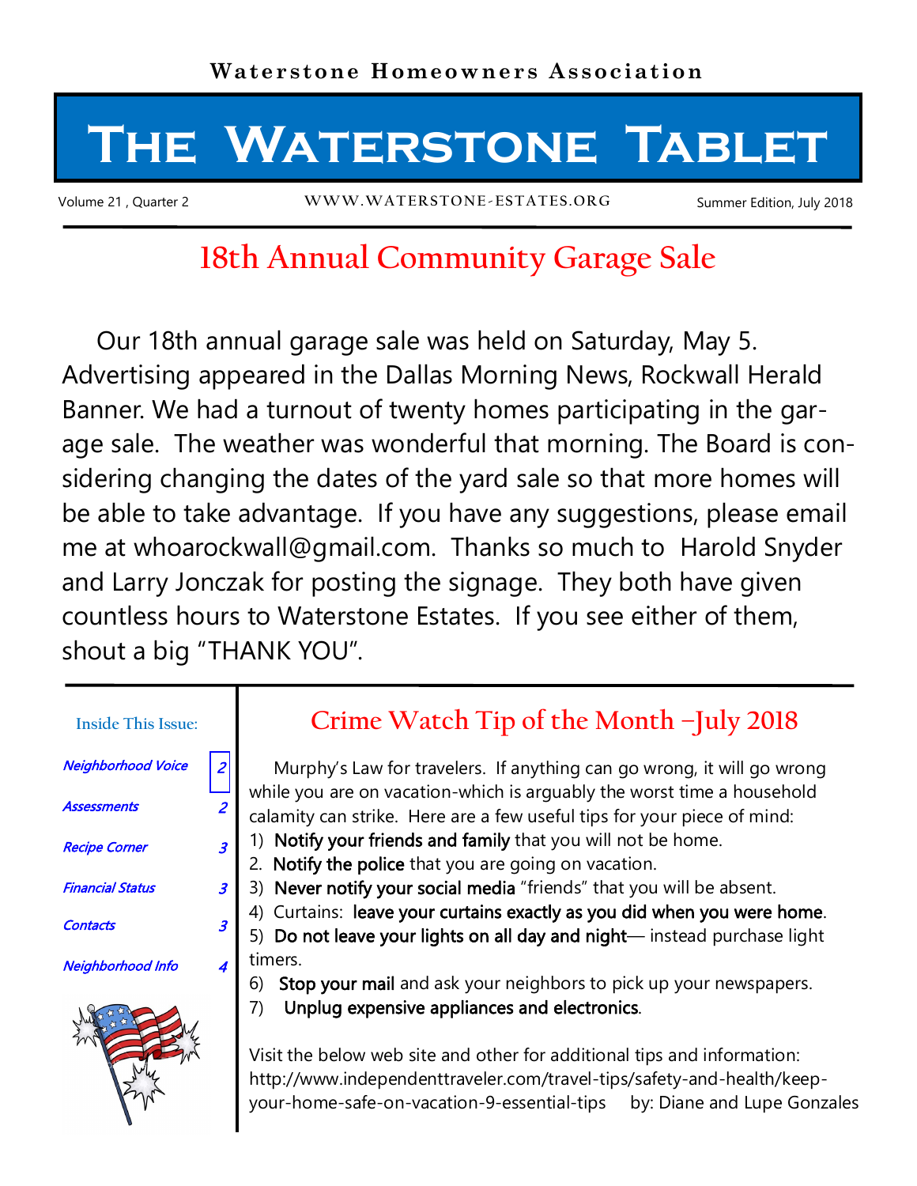Waterstone Homeowners Association

# The Waterstone Tablet

Volume 21 , Quarter 2 WWW.WATERSTONE-ESTATES.ORG Summer Edition, July 2018

## 18th Annual Community Garage Sale

Our 18th annual garage sale was held on Saturday, May 5. Advertising appeared in the Dallas Morning News, Rockwall Herald Banner. We had a turnout of twenty homes participating in the garage sale. The weather was wonderful that morning. The Board is considering changing the dates of the yard sale so that more homes will be able to take advantage. If you have any suggestions, please email me at whoarockwall@gmail.com. Thanks so much to Harold Snyder and Larry Jonczak for posting the signage. They both have given countless hours to Waterstone Estates. If you see either of them, shout a big "THANK YOU".

### Inside This Issue:

| | |
|---|---|
| *Neighborhood Voice* | *2* |
| *Assessments* | *2* |
| *Recipe Corner* | *3* |
| *Financial Status* | *3* |
| *Contacts* | *3* |
| *Neighborhood Info* | *4* |

## Crime Watch Tip of the Month –July 2018

Murphy's Law for travelers. If anything can go wrong, it will go wrong while you are on vacation-which is arguably the worst time a household calamity can strike. Here are a few useful tips for your piece of mind:

1) **Notify your friends and family** that you will not be home.
2. **Notify the police** that you are going on vacation.
3) **Never notify your social media** "friends" that you will be absent.
4) Curtains: **leave your curtains exactly as you did when you were home**.
5) **Do not leave your lights on all day and night**— instead purchase light timers.
6) **Stop your mail** and ask your neighbors to pick up your newspapers.
7) **Unplug expensive appliances and electronics**.

Visit the below web site and other for additional tips and information: http://www.independenttraveler.com/travel-tips/safety-and-health/keep-your-home-safe-on-vacation-9-essential-tips by: Diane and Lupe Gonzales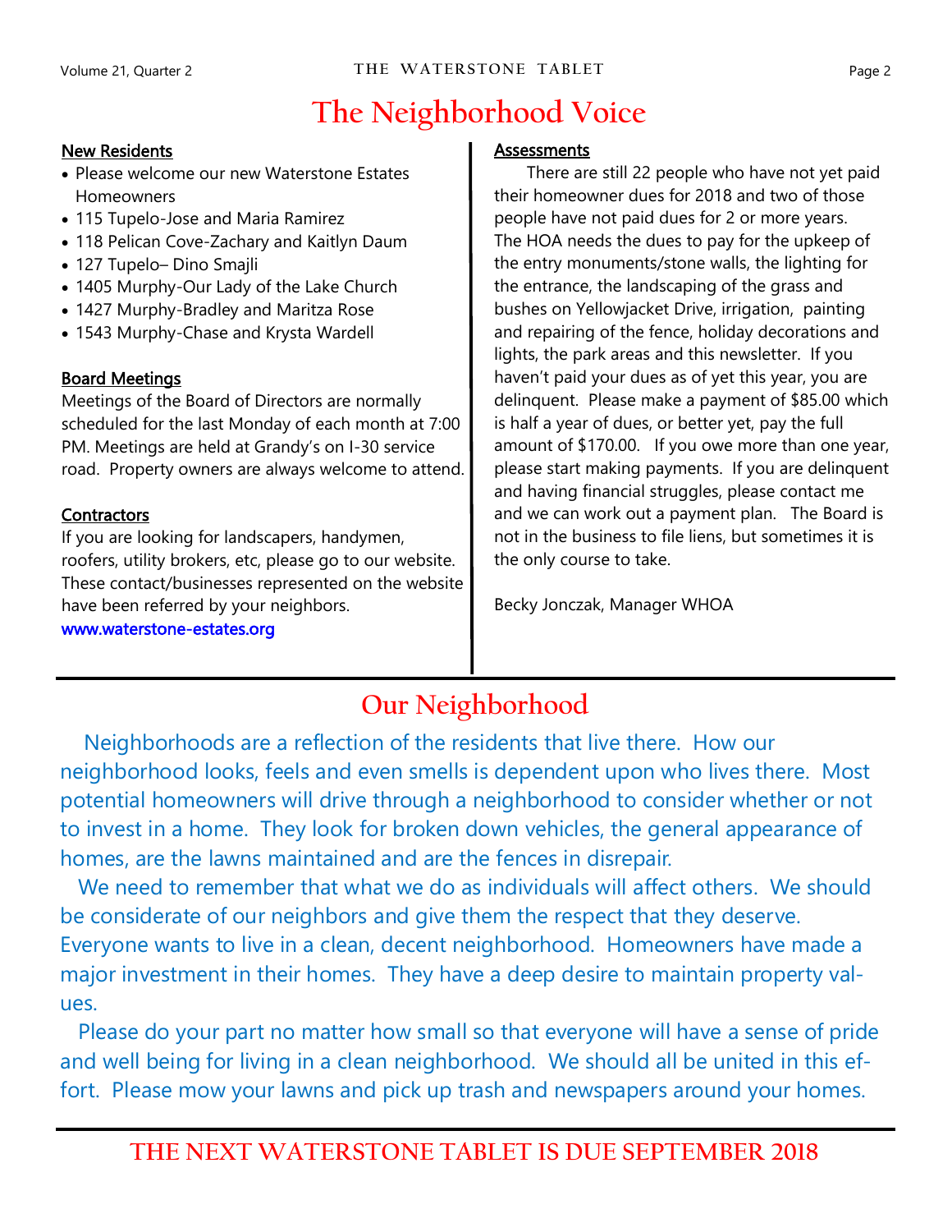# The Neighborhood Voice

**New Residents**

- Please welcome our new Waterstone Estates Homeowners
- 115 Tupelo-Jose and Maria Ramirez
- 118 Pelican Cove-Zachary and Kaitlyn Daum
- 127 Tupelo– Dino Smajli
- 1405 Murphy-Our Lady of the Lake Church
- 1427 Murphy-Bradley and Maritza Rose
- 1543 Murphy-Chase and Krysta Wardell

**Board Meetings**

Meetings of the Board of Directors are normally scheduled for the last Monday of each month at 7:00 PM. Meetings are held at Grandy's on I-30 service road. Property owners are always welcome to attend.

**Contractors**

If you are looking for landscapers, handymen, roofers, utility brokers, etc, please go to our website. These contact/businesses represented on the website have been referred by your neighbors.
www.waterstone-estates.org

**Assessments**

There are still 22 people who have not yet paid their homeowner dues for 2018 and two of those people have not paid dues for 2 or more years. The HOA needs the dues to pay for the upkeep of the entry monuments/stone walls, the lighting for the entrance, the landscaping of the grass and bushes on Yellowjacket Drive, irrigation, painting and repairing of the fence, holiday decorations and lights, the park areas and this newsletter. If you haven't paid your dues as of yet this year, you are delinquent. Please make a payment of $85.00 which is half a year of dues, or better yet, pay the full amount of $170.00. If you owe more than one year, please start making payments. If you are delinquent and having financial struggles, please contact me and we can work out a payment plan. The Board is not in the business to file liens, but sometimes it is the only course to take.

Becky Jonczak, Manager WHOA

## Our Neighborhood

Neighborhoods are a reflection of the residents that live there. How our neighborhood looks, feels and even smells is dependent upon who lives there. Most potential homeowners will drive through a neighborhood to consider whether or not to invest in a home. They look for broken down vehicles, the general appearance of homes, are the lawns maintained and are the fences in disrepair.

We need to remember that what we do as individuals will affect others. We should be considerate of our neighbors and give them the respect that they deserve. Everyone wants to live in a clean, decent neighborhood. Homeowners have made a major investment in their homes. They have a deep desire to maintain property values.

Please do your part no matter how small so that everyone will have a sense of pride and well being for living in a clean neighborhood. We should all be united in this effort. Please mow your lawns and pick up trash and newspapers around your homes.

**THE NEXT WATERSTONE TABLET IS DUE SEPTEMBER 2018**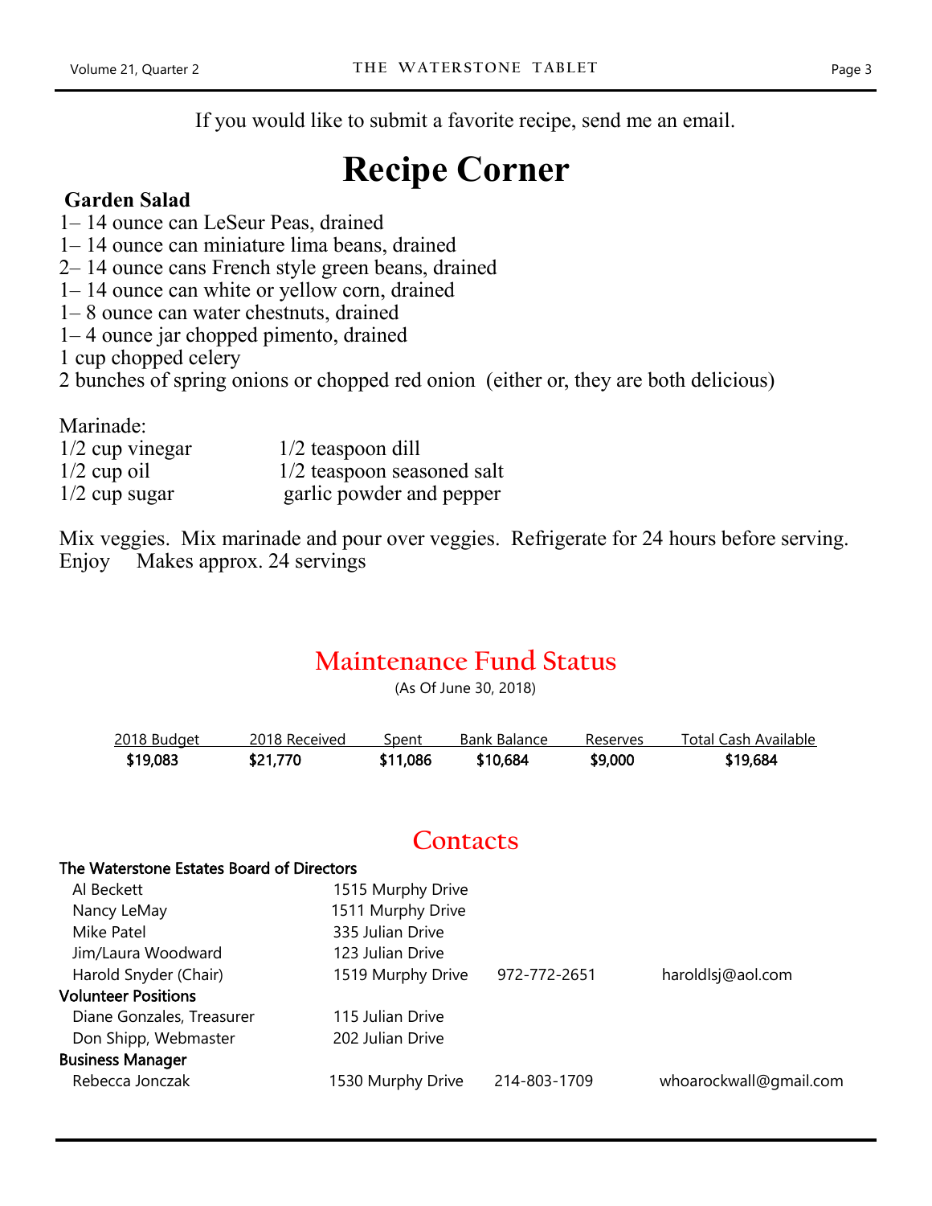If you would like to submit a favorite recipe, send me an email.

# Recipe Corner

**Garden Salad**

1– 14 ounce can LeSeur Peas, drained
1– 14 ounce can miniature lima beans, drained
2– 14 ounce cans French style green beans, drained
1– 14 ounce can white or yellow corn, drained
1– 8 ounce can water chestnuts, drained
1– 4 ounce jar chopped pimento, drained
1 cup chopped celery
2 bunches of spring onions or chopped red onion (either or, they are both delicious)

Marinade:

| | |
|---|---|
| 1/2 cup vinegar | 1/2 teaspoon dill |
| 1/2 cup oil | 1/2 teaspoon seasoned salt |
| 1/2 cup sugar | garlic powder and pepper |

Mix veggies. Mix marinade and pour over veggies. Refrigerate for 24 hours before serving. Enjoy Makes approx. 24 servings

## Maintenance Fund Status

(As Of June 30, 2018)

| 2018 Budget | 2018 Received | Spent | Bank Balance | Reserves | Total Cash Available |
|---|---|---|---|---|---|
| **$19,083** | **$21,770** | **$11,086** | **$10,684** | **$9,000** | **$19,684** |

## Contacts

| | | | |
|---|---|---|---|
| **The Waterstone Estates Board of Directors** | | | |
| Al Beckett | 1515 Murphy Drive | | |
| Nancy LeMay | 1511 Murphy Drive | | |
| Mike Patel | 335 Julian Drive | | |
| Jim/Laura Woodward | 123 Julian Drive | | |
| Harold Snyder (Chair) | 1519 Murphy Drive | 972-772-2651 | haroldlsj@aol.com |
| **Volunteer Positions** | | | |
| Diane Gonzales, Treasurer | 115 Julian Drive | | |
| Don Shipp, Webmaster | 202 Julian Drive | | |
| **Business Manager** | | | |
| Rebecca Jonczak | 1530 Murphy Drive | 214-803-1709 | whoarockwall@gmail.com |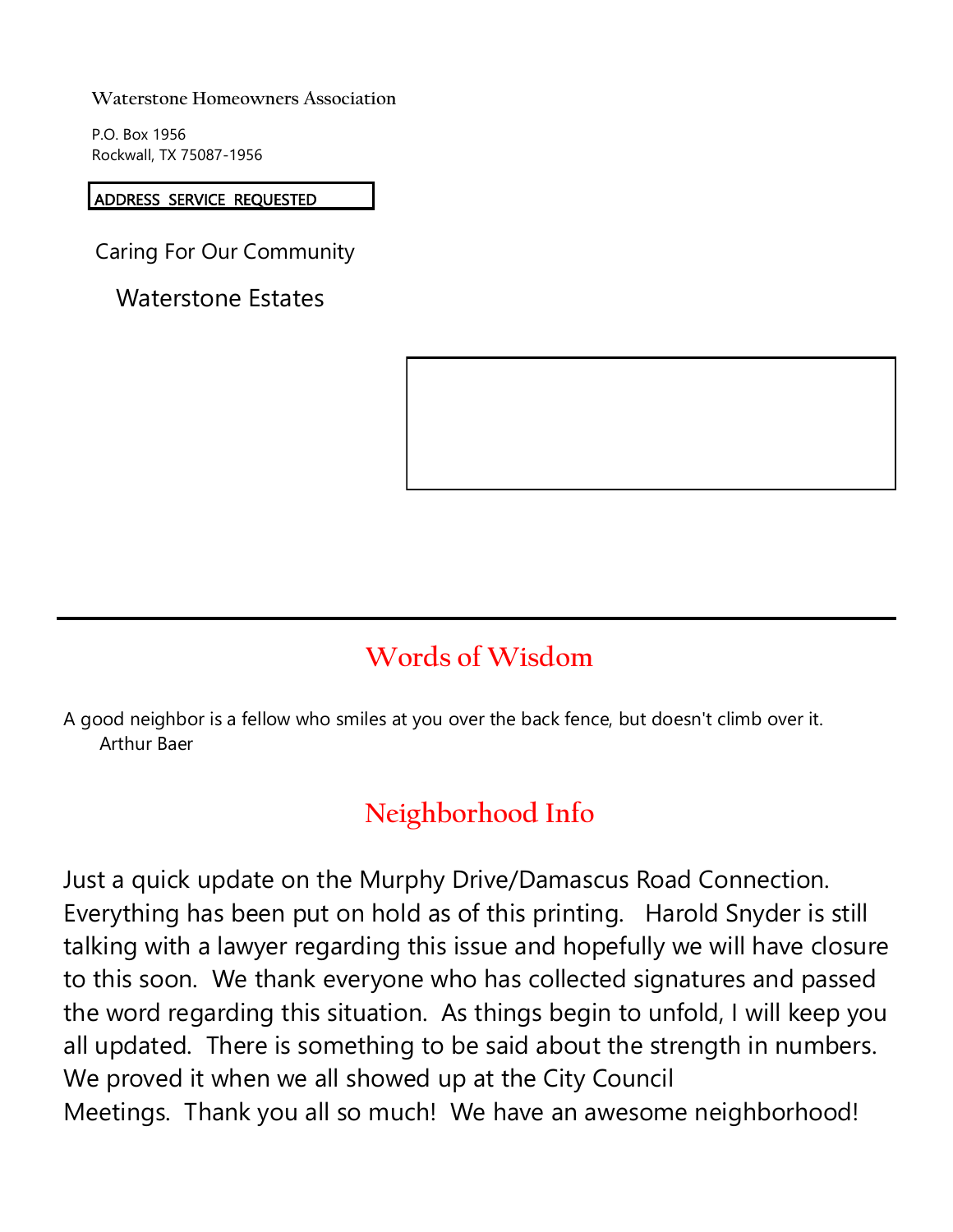Waterstone Homeowners Association

P.O. Box 1956
Rockwall, TX 75087-1956

ADDRESS SERVICE REQUESTED

Caring For Our Community

Waterstone Estates

## Words of Wisdom

A good neighbor is a fellow who smiles at you over the back fence, but doesn't climb over it.
Arthur Baer

## Neighborhood Info

Just a quick update on the Murphy Drive/Damascus Road Connection. Everything has been put on hold as of this printing. Harold Snyder is still talking with a lawyer regarding this issue and hopefully we will have closure to this soon. We thank everyone who has collected signatures and passed the word regarding this situation. As things begin to unfold, I will keep you all updated. There is something to be said about the strength in numbers. We proved it when we all showed up at the City Council Meetings. Thank you all so much! We have an awesome neighborhood!